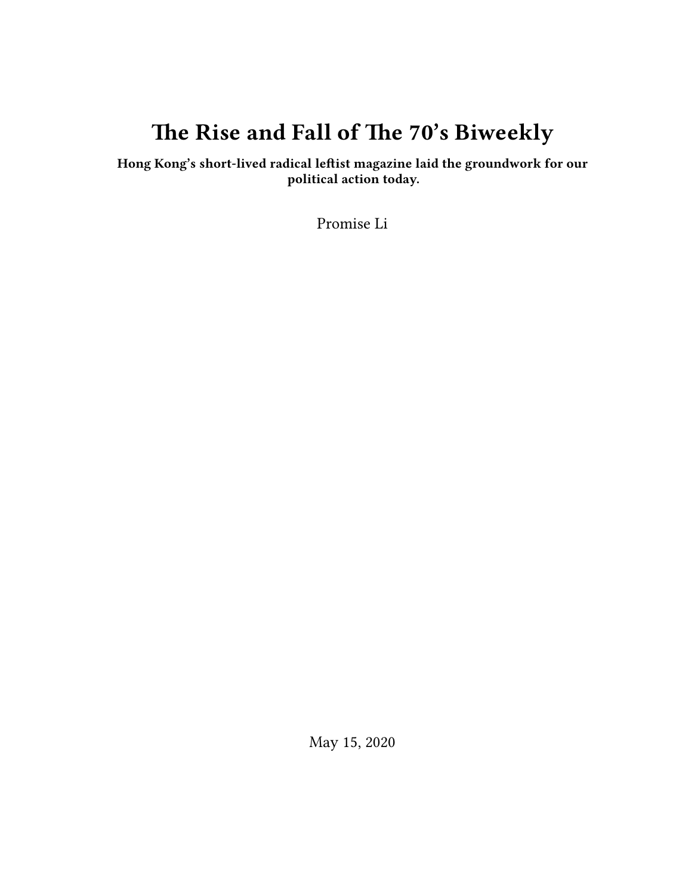# The Rise and Fall of The 70's Biweekly

**Hong Kong's short-lived radical leftist magazine laid the groundwork for our political action today.**

Promise Li

May 15, 2020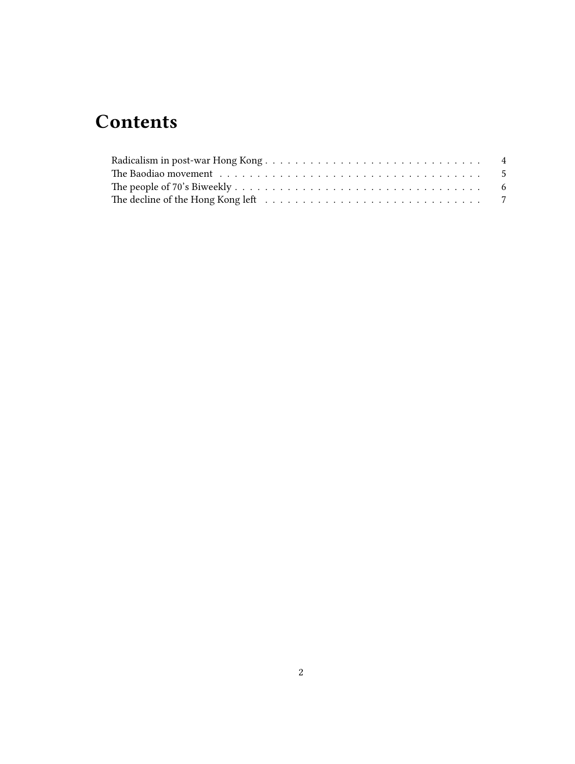# Contents

- Radicalism in post-war Hong Kong . . . . . 4
- The Baodiao movement . . . . . 5
- The people of 70's Biweekly . . . . . 6
- The decline of the Hong Kong left . . . . . 7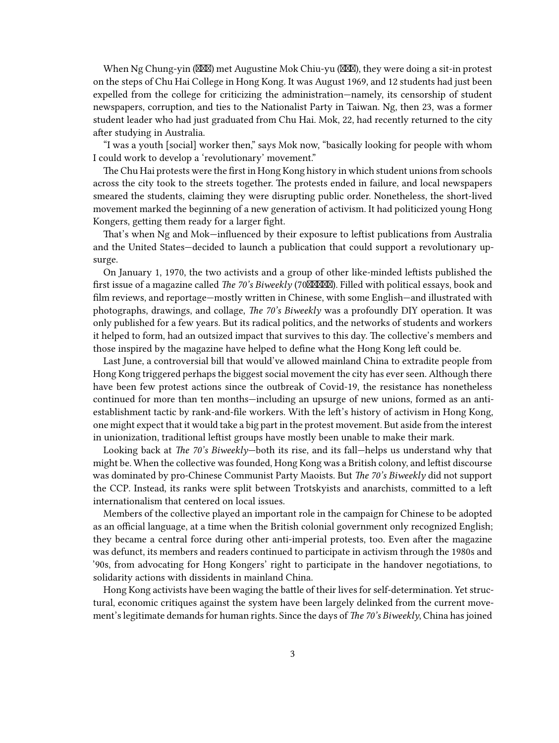When Ng Chung-yin (吳仲賢) met Augustine Mok Chiu-yu (莫昭如), they were doing a sit-in protest on the steps of Chu Hai College in Hong Kong. It was August 1969, and 12 students had just been expelled from the college for criticizing the administration—namely, its censorship of student newspapers, corruption, and ties to the Nationalist Party in Taiwan. Ng, then 23, was a former student leader who had just graduated from Chu Hai. Mok, 22, had recently returned to the city after studying in Australia.

"I was a youth [social] worker then," says Mok now, "basically looking for people with whom I could work to develop a 'revolutionary' movement."

The Chu Hai protests were the first in Hong Kong history in which student unions from schools across the city took to the streets together. The protests ended in failure, and local newspapers smeared the students, claiming they were disrupting public order. Nonetheless, the short-lived movement marked the beginning of a new generation of activism. It had politicized young Hong Kongers, getting them ready for a larger fight.

That's when Ng and Mok—influenced by their exposure to leftist publications from Australia and the United States—decided to launch a publication that could support a revolutionary upsurge.

On January 1, 1970, the two activists and a group of other like-minded leftists published the first issue of a magazine called *The 70's Biweekly* (70年代雙週刊). Filled with political essays, book and film reviews, and reportage—mostly written in Chinese, with some English—and illustrated with photographs, drawings, and collage, *The 70's Biweekly* was a profoundly DIY operation. It was only published for a few years. But its radical politics, and the networks of students and workers it helped to form, had an outsized impact that survives to this day. The collective's members and those inspired by the magazine have helped to define what the Hong Kong left could be.

Last June, a controversial bill that would've allowed mainland China to extradite people from Hong Kong triggered perhaps the biggest social movement the city has ever seen. Although there have been few protest actions since the outbreak of Covid-19, the resistance has nonetheless continued for more than ten months—including an upsurge of new unions, formed as an anti-establishment tactic by rank-and-file workers. With the left's history of activism in Hong Kong, one might expect that it would take a big part in the protest movement. But aside from the interest in unionization, traditional leftist groups have mostly been unable to make their mark.

Looking back at *The 70's Biweekly*—both its rise, and its fall—helps us understand why that might be. When the collective was founded, Hong Kong was a British colony, and leftist discourse was dominated by pro-Chinese Communist Party Maoists. But *The 70's Biweekly* did not support the CCP. Instead, its ranks were split between Trotskyists and anarchists, committed to a left internationalism that centered on local issues.

Members of the collective played an important role in the campaign for Chinese to be adopted as an official language, at a time when the British colonial government only recognized English; they became a central force during other anti-imperial protests, too. Even after the magazine was defunct, its members and readers continued to participate in activism through the 1980s and '90s, from advocating for Hong Kongers' right to participate in the handover negotiations, to solidarity actions with dissidents in mainland China.

Hong Kong activists have been waging the battle of their lives for self-determination. Yet structural, economic critiques against the system have been largely delinked from the current movement's legitimate demands for human rights. Since the days of *The 70's Biweekly*, China has joined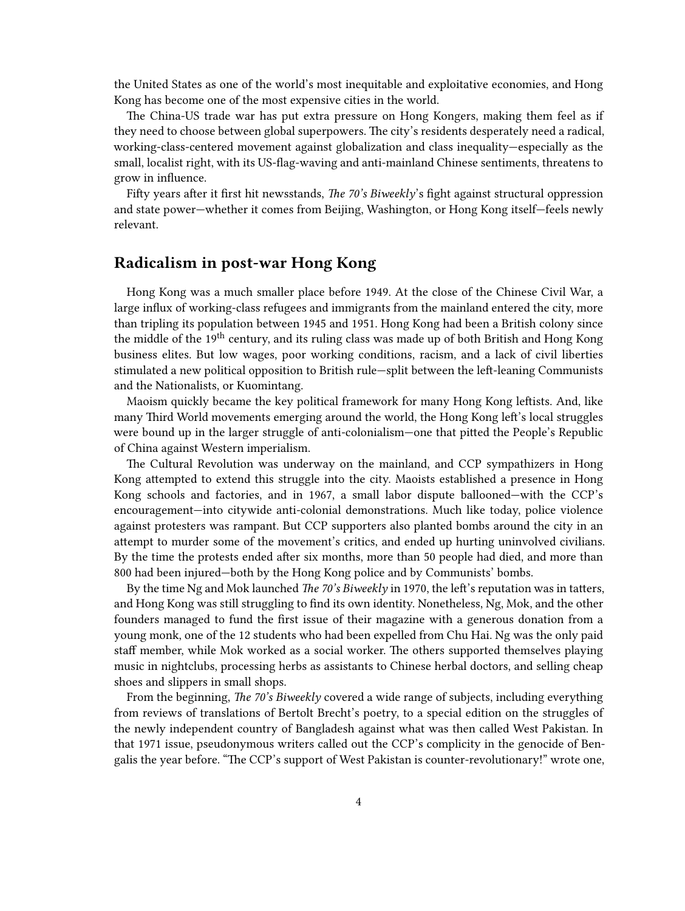the United States as one of the world's most inequitable and exploitative economies, and Hong Kong has become one of the most expensive cities in the world.

The China-US trade war has put extra pressure on Hong Kongers, making them feel as if they need to choose between global superpowers. The city's residents desperately need a radical, working-class-centered movement against globalization and class inequality—especially as the small, localist right, with its US-flag-waving and anti-mainland Chinese sentiments, threatens to grow in influence.

Fifty years after it first hit newsstands, *The 70's Biweekly*'s fight against structural oppression and state power—whether it comes from Beijing, Washington, or Hong Kong itself—feels newly relevant.

## Radicalism in post-war Hong Kong

Hong Kong was a much smaller place before 1949. At the close of the Chinese Civil War, a large influx of working-class refugees and immigrants from the mainland entered the city, more than tripling its population between 1945 and 1951. Hong Kong had been a British colony since the middle of the 19th century, and its ruling class was made up of both British and Hong Kong business elites. But low wages, poor working conditions, racism, and a lack of civil liberties stimulated a new political opposition to British rule—split between the left-leaning Communists and the Nationalists, or Kuomintang.

Maoism quickly became the key political framework for many Hong Kong leftists. And, like many Third World movements emerging around the world, the Hong Kong left's local struggles were bound up in the larger struggle of anti-colonialism—one that pitted the People's Republic of China against Western imperialism.

The Cultural Revolution was underway on the mainland, and CCP sympathizers in Hong Kong attempted to extend this struggle into the city. Maoists established a presence in Hong Kong schools and factories, and in 1967, a small labor dispute ballooned—with the CCP's encouragement—into citywide anti-colonial demonstrations. Much like today, police violence against protesters was rampant. But CCP supporters also planted bombs around the city in an attempt to murder some of the movement's critics, and ended up hurting uninvolved civilians. By the time the protests ended after six months, more than 50 people had died, and more than 800 had been injured—both by the Hong Kong police and by Communists' bombs.

By the time Ng and Mok launched *The 70's Biweekly* in 1970, the left's reputation was in tatters, and Hong Kong was still struggling to find its own identity. Nonetheless, Ng, Mok, and the other founders managed to fund the first issue of their magazine with a generous donation from a young monk, one of the 12 students who had been expelled from Chu Hai. Ng was the only paid staff member, while Mok worked as a social worker. The others supported themselves playing music in nightclubs, processing herbs as assistants to Chinese herbal doctors, and selling cheap shoes and slippers in small shops.

From the beginning, *The 70's Biweekly* covered a wide range of subjects, including everything from reviews of translations of Bertolt Brecht's poetry, to a special edition on the struggles of the newly independent country of Bangladesh against what was then called West Pakistan. In that 1971 issue, pseudonymous writers called out the CCP's complicity in the genocide of Bengalis the year before. "The CCP's support of West Pakistan is counter-revolutionary!" wrote one,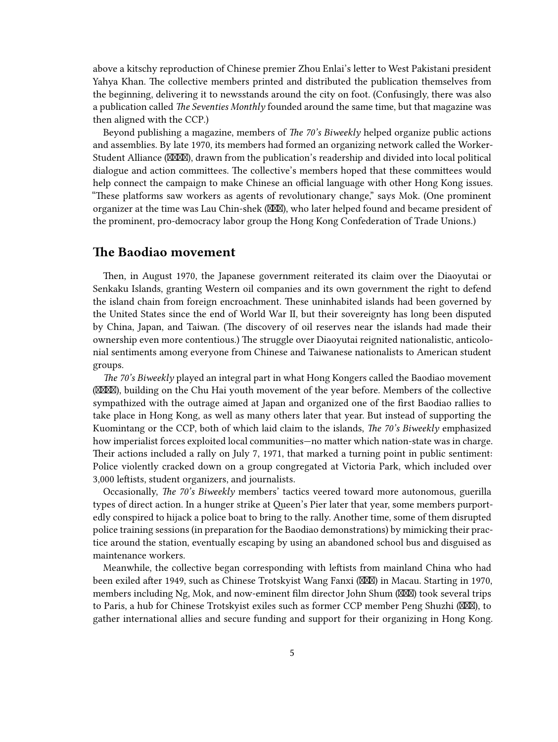above a kitschy reproduction of Chinese premier Zhou Enlai's letter to West Pakistani president Yahya Khan. The collective members printed and distributed the publication themselves from the beginning, delivering it to newsstands around the city on foot. (Confusingly, there was also a publication called *The Seventies Monthly* founded around the same time, but that magazine was then aligned with the CCP.)

Beyond publishing a magazine, members of *The 70's Biweekly* helped organize public actions and assemblies. By late 1970, its members had formed an organizing network called the Worker-Student Alliance (⌧⌧⌧⌧), drawn from the publication's readership and divided into local political dialogue and action committees. The collective's members hoped that these committees would help connect the campaign to make Chinese an official language with other Hong Kong issues. "These platforms saw workers as agents of revolutionary change," says Mok. (One prominent organizer at the time was Lau Chin-shek (⌧⌧⌧), who later helped found and became president of the prominent, pro-democracy labor group the Hong Kong Confederation of Trade Unions.)

## The Baodiao movement

Then, in August 1970, the Japanese government reiterated its claim over the Diaoyutai or Senkaku Islands, granting Western oil companies and its own government the right to defend the island chain from foreign encroachment. These uninhabited islands had been governed by the United States since the end of World War II, but their sovereignty has long been disputed by China, Japan, and Taiwan. (The discovery of oil reserves near the islands had made their ownership even more contentious.) The struggle over Diaoyutai reignited nationalistic, anticolonial sentiments among everyone from Chinese and Taiwanese nationalists to American student groups.

*The 70's Biweekly* played an integral part in what Hong Kongers called the Baodiao movement (⌧⌧⌧⌧), building on the Chu Hai youth movement of the year before. Members of the collective sympathized with the outrage aimed at Japan and organized one of the first Baodiao rallies to take place in Hong Kong, as well as many others later that year. But instead of supporting the Kuomintang or the CCP, both of which laid claim to the islands, *The 70's Biweekly* emphasized how imperialist forces exploited local communities—no matter which nation-state was in charge. Their actions included a rally on July 7, 1971, that marked a turning point in public sentiment: Police violently cracked down on a group congregated at Victoria Park, which included over 3,000 leftists, student organizers, and journalists.

Occasionally, *The 70's Biweekly* members' tactics veered toward more autonomous, guerilla types of direct action. In a hunger strike at Queen's Pier later that year, some members purportedly conspired to hijack a police boat to bring to the rally. Another time, some of them disrupted police training sessions (in preparation for the Baodiao demonstrations) by mimicking their practice around the station, eventually escaping by using an abandoned school bus and disguised as maintenance workers.

Meanwhile, the collective began corresponding with leftists from mainland China who had been exiled after 1949, such as Chinese Trotskyist Wang Fanxi (⌧⌧⌧) in Macau. Starting in 1970, members including Ng, Mok, and now-eminent film director John Shum (⌧⌧⌧) took several trips to Paris, a hub for Chinese Trotskyist exiles such as former CCP member Peng Shuzhi (⌧⌧⌧), to gather international allies and secure funding and support for their organizing in Hong Kong.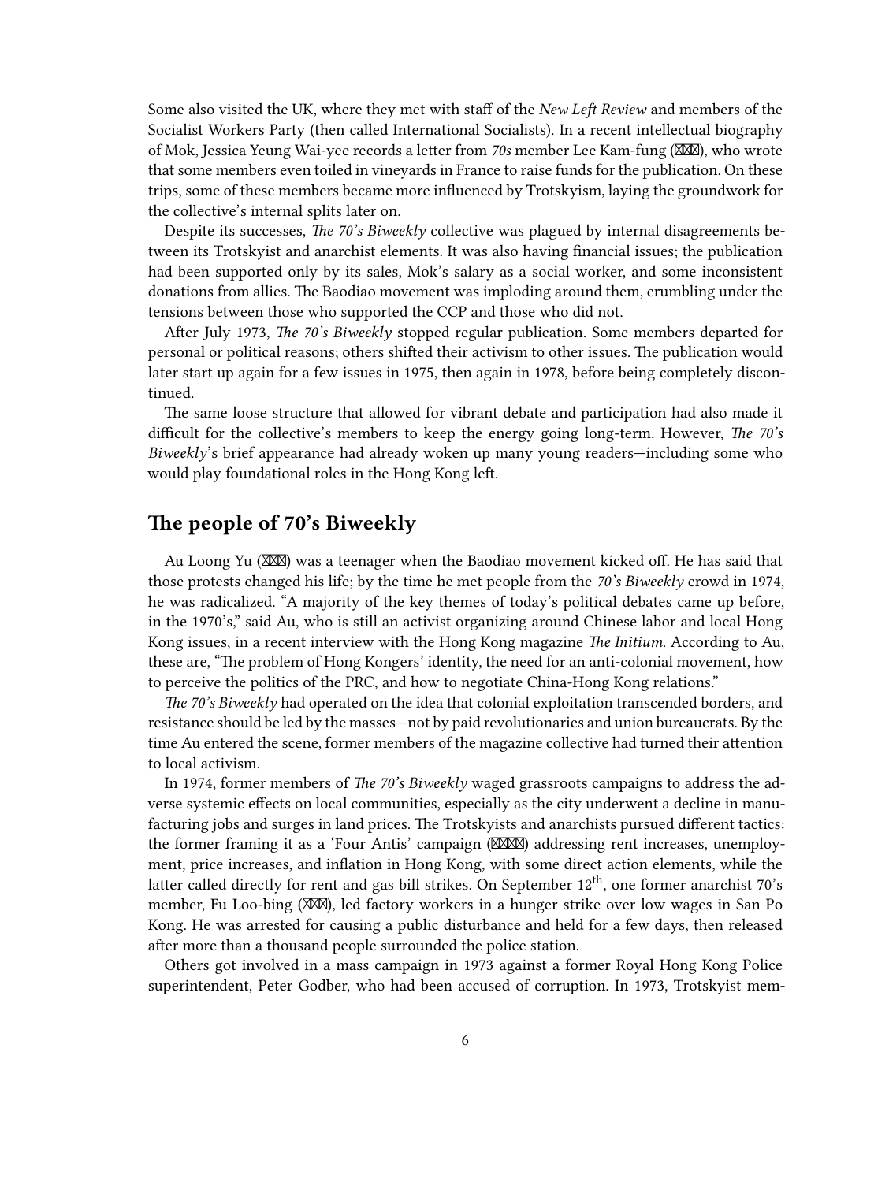Some also visited the UK, where they met with staff of the *New Left Review* and members of the Socialist Workers Party (then called International Socialists). In a recent intellectual biography of Mok, Jessica Yeung Wai-yee records a letter from *70s* member Lee Kam-fung (⌧⌧⌧), who wrote that some members even toiled in vineyards in France to raise funds for the publication. On these trips, some of these members became more influenced by Trotskyism, laying the groundwork for the collective's internal splits later on.

Despite its successes, *The 70's Biweekly* collective was plagued by internal disagreements between its Trotskyist and anarchist elements. It was also having financial issues; the publication had been supported only by its sales, Mok's salary as a social worker, and some inconsistent donations from allies. The Baodiao movement was imploding around them, crumbling under the tensions between those who supported the CCP and those who did not.

After July 1973, *The 70's Biweekly* stopped regular publication. Some members departed for personal or political reasons; others shifted their activism to other issues. The publication would later start up again for a few issues in 1975, then again in 1978, before being completely discontinued.

The same loose structure that allowed for vibrant debate and participation had also made it difficult for the collective's members to keep the energy going long-term. However, *The 70's Biweekly*'s brief appearance had already woken up many young readers—including some who would play foundational roles in the Hong Kong left.

## The people of 70's Biweekly

Au Loong Yu (⌧⌧⌧) was a teenager when the Baodiao movement kicked off. He has said that those protests changed his life; by the time he met people from the *70's Biweekly* crowd in 1974, he was radicalized. "A majority of the key themes of today's political debates came up before, in the 1970's," said Au, who is still an activist organizing around Chinese labor and local Hong Kong issues, in a recent interview with the Hong Kong magazine *The Initium*. According to Au, these are, "The problem of Hong Kongers' identity, the need for an anti-colonial movement, how to perceive the politics of the PRC, and how to negotiate China-Hong Kong relations."

*The 70's Biweekly* had operated on the idea that colonial exploitation transcended borders, and resistance should be led by the masses—not by paid revolutionaries and union bureaucrats. By the time Au entered the scene, former members of the magazine collective had turned their attention to local activism.

In 1974, former members of *The 70's Biweekly* waged grassroots campaigns to address the adverse systemic effects on local communities, especially as the city underwent a decline in manufacturing jobs and surges in land prices. The Trotskyists and anarchists pursued different tactics: the former framing it as a 'Four Antis' campaign (⌧⌧⌧⌧) addressing rent increases, unemployment, price increases, and inflation in Hong Kong, with some direct action elements, while the latter called directly for rent and gas bill strikes. On September 12th, one former anarchist 70's member, Fu Loo-bing (⌧⌧⌧), led factory workers in a hunger strike over low wages in San Po Kong. He was arrested for causing a public disturbance and held for a few days, then released after more than a thousand people surrounded the police station.

Others got involved in a mass campaign in 1973 against a former Royal Hong Kong Police superintendent, Peter Godber, who had been accused of corruption. In 1973, Trotskyist mem-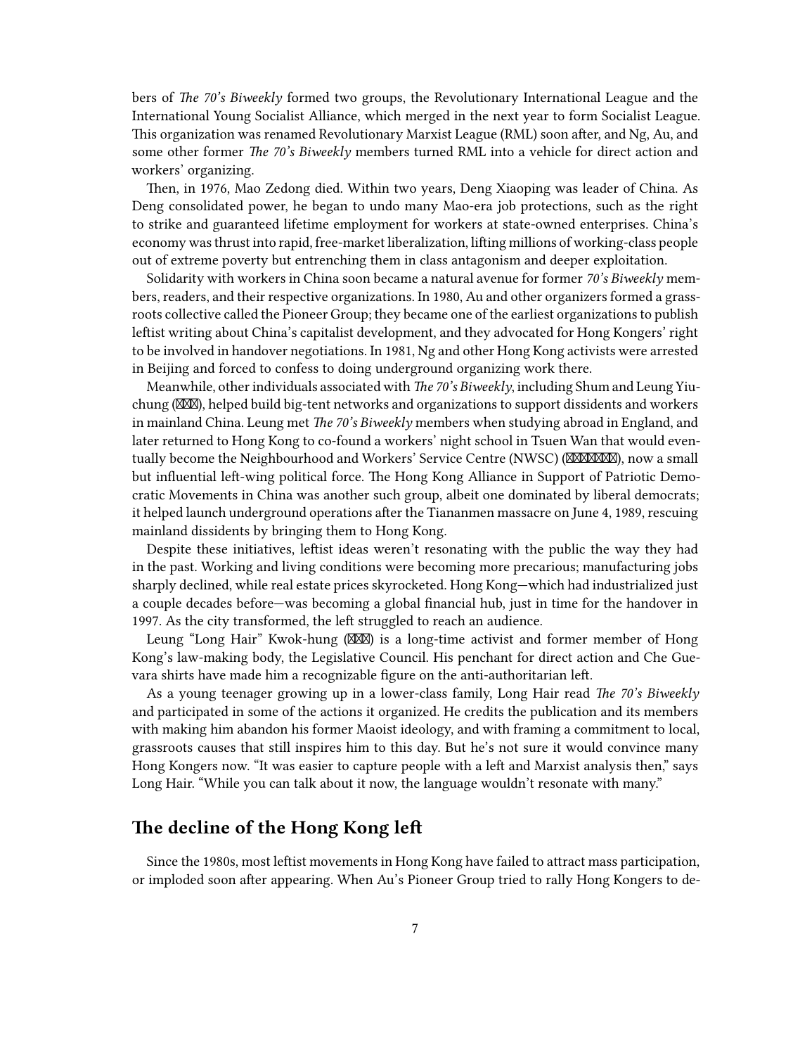bers of *The 70's Biweekly* formed two groups, the Revolutionary International League and the International Young Socialist Alliance, which merged in the next year to form Socialist League. This organization was renamed Revolutionary Marxist League (RML) soon after, and Ng, Au, and some other former *The 70's Biweekly* members turned RML into a vehicle for direct action and workers' organizing.

Then, in 1976, Mao Zedong died. Within two years, Deng Xiaoping was leader of China. As Deng consolidated power, he began to undo many Mao-era job protections, such as the right to strike and guaranteed lifetime employment for workers at state-owned enterprises. China's economy was thrust into rapid, free-market liberalization, lifting millions of working-class people out of extreme poverty but entrenching them in class antagonism and deeper exploitation.

Solidarity with workers in China soon became a natural avenue for former *70's Biweekly* members, readers, and their respective organizations. In 1980, Au and other organizers formed a grassroots collective called the Pioneer Group; they became one of the earliest organizations to publish leftist writing about China's capitalist development, and they advocated for Hong Kongers' right to be involved in handover negotiations. In 1981, Ng and other Hong Kong activists were arrested in Beijing and forced to confess to doing underground organizing work there.

Meanwhile, other individuals associated with *The 70's Biweekly*, including Shum and Leung Yiu-chung (☒☒☒), helped build big-tent networks and organizations to support dissidents and workers in mainland China. Leung met *The 70's Biweekly* members when studying abroad in England, and later returned to Hong Kong to co-found a workers' night school in Tsuen Wan that would eventually become the Neighbourhood and Workers' Service Centre (NWSC) (☒☒☒☒☒☒), now a small but influential left-wing political force. The Hong Kong Alliance in Support of Patriotic Democratic Movements in China was another such group, albeit one dominated by liberal democrats; it helped launch underground operations after the Tiananmen massacre on June 4, 1989, rescuing mainland dissidents by bringing them to Hong Kong.

Despite these initiatives, leftist ideas weren't resonating with the public the way they had in the past. Working and living conditions were becoming more precarious; manufacturing jobs sharply declined, while real estate prices skyrocketed. Hong Kong—which had industrialized just a couple decades before—was becoming a global financial hub, just in time for the handover in 1997. As the city transformed, the left struggled to reach an audience.

Leung "Long Hair" Kwok-hung (☒☒☒) is a long-time activist and former member of Hong Kong's law-making body, the Legislative Council. His penchant for direct action and Che Guevara shirts have made him a recognizable figure on the anti-authoritarian left.

As a young teenager growing up in a lower-class family, Long Hair read *The 70's Biweekly* and participated in some of the actions it organized. He credits the publication and its members with making him abandon his former Maoist ideology, and with framing a commitment to local, grassroots causes that still inspires him to this day. But he's not sure it would convince many Hong Kongers now. "It was easier to capture people with a left and Marxist analysis then," says Long Hair. "While you can talk about it now, the language wouldn't resonate with many."

## The decline of the Hong Kong left

Since the 1980s, most leftist movements in Hong Kong have failed to attract mass participation, or imploded soon after appearing. When Au's Pioneer Group tried to rally Hong Kongers to de-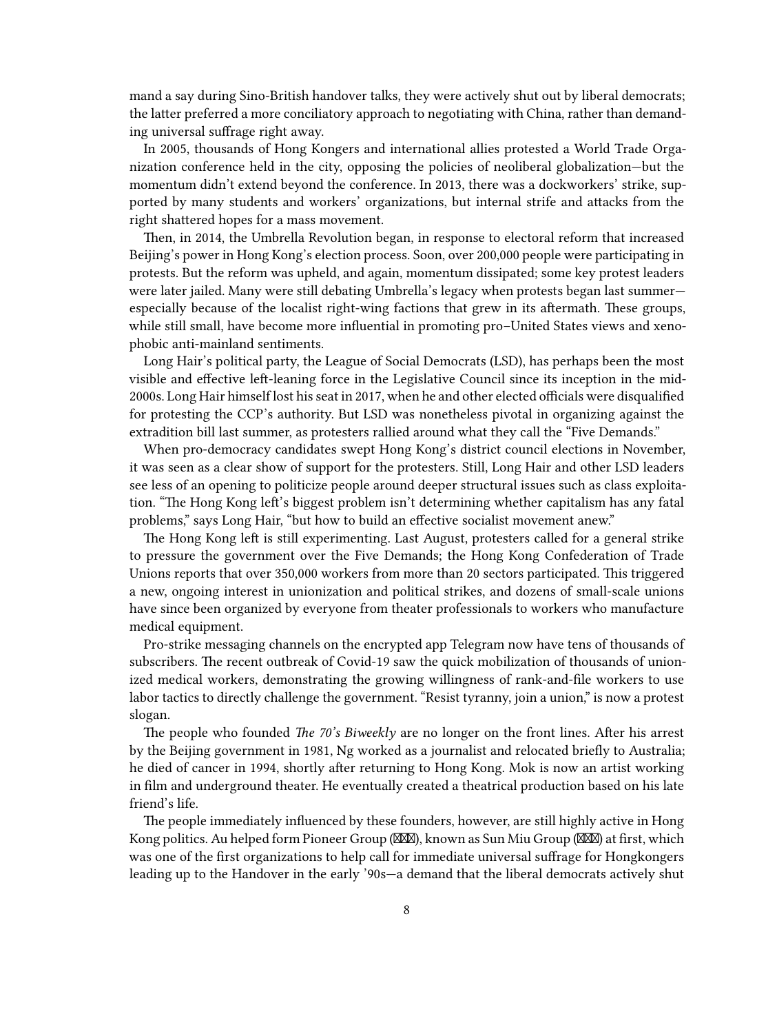mand a say during Sino-British handover talks, they were actively shut out by liberal democrats; the latter preferred a more conciliatory approach to negotiating with China, rather than demanding universal suffrage right away.

In 2005, thousands of Hong Kongers and international allies protested a World Trade Organization conference held in the city, opposing the policies of neoliberal globalization—but the momentum didn't extend beyond the conference. In 2013, there was a dockworkers' strike, supported by many students and workers' organizations, but internal strife and attacks from the right shattered hopes for a mass movement.

Then, in 2014, the Umbrella Revolution began, in response to electoral reform that increased Beijing's power in Hong Kong's election process. Soon, over 200,000 people were participating in protests. But the reform was upheld, and again, momentum dissipated; some key protest leaders were later jailed. Many were still debating Umbrella's legacy when protests began last summer—especially because of the localist right-wing factions that grew in its aftermath. These groups, while still small, have become more influential in promoting pro–United States views and xenophobic anti-mainland sentiments.

Long Hair's political party, the League of Social Democrats (LSD), has perhaps been the most visible and effective left-leaning force in the Legislative Council since its inception in the mid-2000s. Long Hair himself lost his seat in 2017, when he and other elected officials were disqualified for protesting the CCP's authority. But LSD was nonetheless pivotal in organizing against the extradition bill last summer, as protesters rallied around what they call the "Five Demands."

When pro-democracy candidates swept Hong Kong's district council elections in November, it was seen as a clear show of support for the protesters. Still, Long Hair and other LSD leaders see less of an opening to politicize people around deeper structural issues such as class exploitation. "The Hong Kong left's biggest problem isn't determining whether capitalism has any fatal problems," says Long Hair, "but how to build an effective socialist movement anew."

The Hong Kong left is still experimenting. Last August, protesters called for a general strike to pressure the government over the Five Demands; the Hong Kong Confederation of Trade Unions reports that over 350,000 workers from more than 20 sectors participated. This triggered a new, ongoing interest in unionization and political strikes, and dozens of small-scale unions have since been organized by everyone from theater professionals to workers who manufacture medical equipment.

Pro-strike messaging channels on the encrypted app Telegram now have tens of thousands of subscribers. The recent outbreak of Covid-19 saw the quick mobilization of thousands of unionized medical workers, demonstrating the growing willingness of rank-and-file workers to use labor tactics to directly challenge the government. "Resist tyranny, join a union," is now a protest slogan.

The people who founded *The 70's Biweekly* are no longer on the front lines. After his arrest by the Beijing government in 1981, Ng worked as a journalist and relocated briefly to Australia; he died of cancer in 1994, shortly after returning to Hong Kong. Mok is now an artist working in film and underground theater. He eventually created a theatrical production based on his late friend's life.

The people immediately influenced by these founders, however, are still highly active in Hong Kong politics. Au helped form Pioneer Group (☒☒☒), known as Sun Miu Group (☒☒☒) at first, which was one of the first organizations to help call for immediate universal suffrage for Hongkongers leading up to the Handover in the early '90s—a demand that the liberal democrats actively shut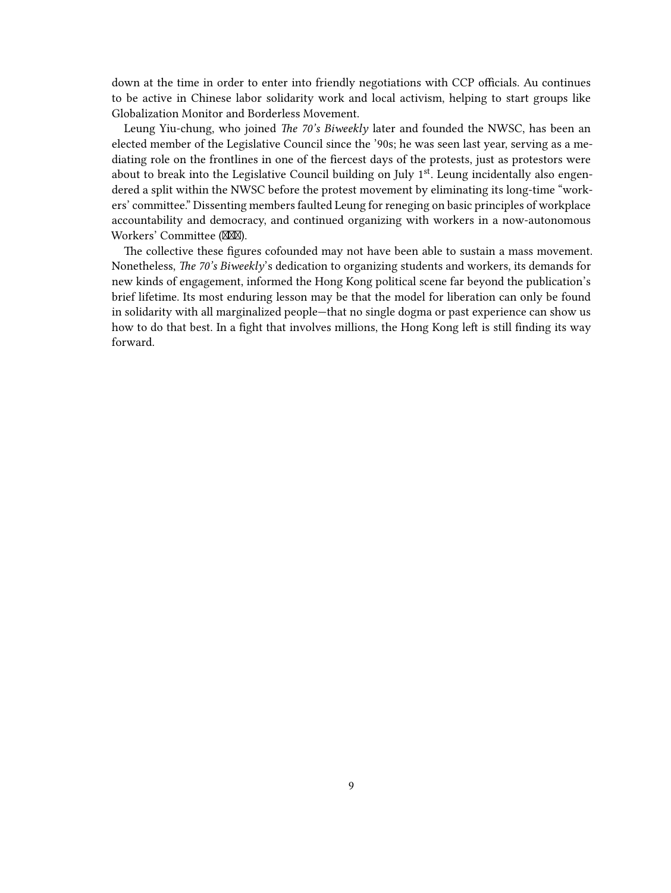down at the time in order to enter into friendly negotiations with CCP officials. Au continues to be active in Chinese labor solidarity work and local activism, helping to start groups like Globalization Monitor and Borderless Movement.

Leung Yiu-chung, who joined *The 70's Biweekly* later and founded the NWSC, has been an elected member of the Legislative Council since the '90s; he was seen last year, serving as a mediating role on the frontlines in one of the fiercest days of the protests, just as protestors were about to break into the Legislative Council building on July 1st. Leung incidentally also engendered a split within the NWSC before the protest movement by eliminating its long-time "workers' committee." Dissenting members faulted Leung for reneging on basic principles of workplace accountability and democracy, and continued organizing with workers in a now-autonomous Workers' Committee (⊠⊠⊠).

The collective these figures cofounded may not have been able to sustain a mass movement. Nonetheless, *The 70's Biweekly*'s dedication to organizing students and workers, its demands for new kinds of engagement, informed the Hong Kong political scene far beyond the publication's brief lifetime. Its most enduring lesson may be that the model for liberation can only be found in solidarity with all marginalized people—that no single dogma or past experience can show us how to do that best. In a fight that involves millions, the Hong Kong left is still finding its way forward.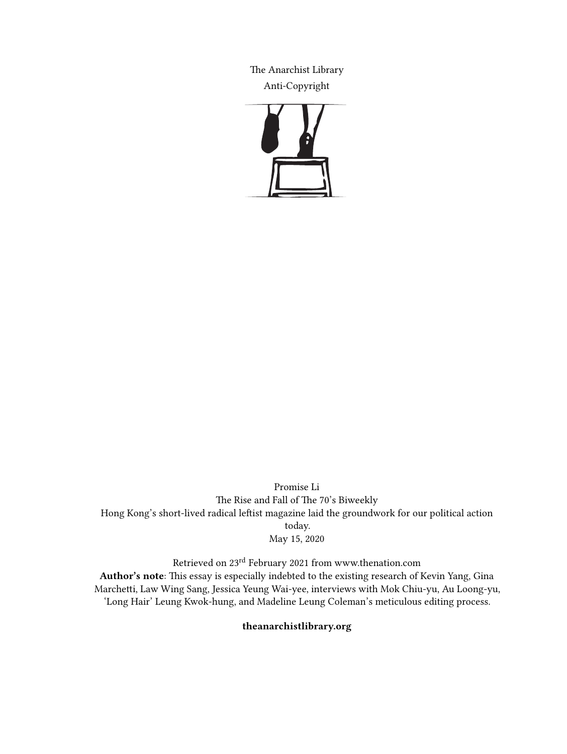The Anarchist Library
Anti-Copyright

Promise Li
The Rise and Fall of The 70's Biweekly
Hong Kong's short-lived radical leftist magazine laid the groundwork for our political action today.
May 15, 2020

Retrieved on 23rd February 2021 from www.thenation.com
**Author's note**: This essay is especially indebted to the existing research of Kevin Yang, Gina Marchetti, Law Wing Sang, Jessica Yeung Wai-yee, interviews with Mok Chiu-yu, Au Loong-yu, 'Long Hair' Leung Kwok-hung, and Madeline Leung Coleman's meticulous editing process.

**theanarchistlibrary.org**